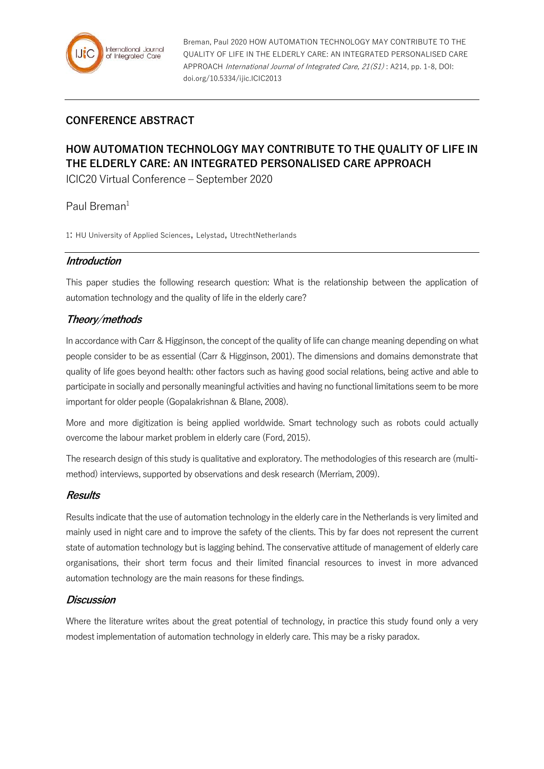Breman, Paul 2020 HOW AUTOMATION TECHNOLOGY MAY CONTRIBUTE TO THE QUALITY OF LIFE IN THE ELDERLY CARE: AN INTEGRATED PERSONALISED CARE APPROACH *International Journal of Integrated Care, 21(S1)* : A214, pp. 1-8, DOI: doi.org/10.5334/ijic.ICIC2013

## CONFERENCE ABSTRACT

# HOW AUTOMATION TECHNOLOGY MAY CONTRIBUTE TO THE QUALITY OF LIFE IN THE ELDERLY CARE: AN INTEGRATED PERSONALISED CARE APPROACH

ICIC20 Virtual Conference – September 2020

Paul Breman[1]

1: HU University of Applied Sciences, Lelystad, UtrechtNetherlands

## *Introduction*

This paper studies the following research question: What is the relationship between the application of automation technology and the quality of life in the elderly care?

## *Theory/methods*

In accordance with Carr & Higginson, the concept of the quality of life can change meaning depending on what people consider to be as essential (Carr & Higginson, 2001). The dimensions and domains demonstrate that quality of life goes beyond health: other factors such as having good social relations, being active and able to participate in socially and personally meaningful activities and having no functional limitations seem to be more important for older people (Gopalakrishnan & Blane, 2008).

More and more digitization is being applied worldwide. Smart technology such as robots could actually overcome the labour market problem in elderly care (Ford, 2015).

The research design of this study is qualitative and exploratory. The methodologies of this research are (multi-method) interviews, supported by observations and desk research (Merriam, 2009).

## *Results*

Results indicate that the use of automation technology in the elderly care in the Netherlands is very limited and mainly used in night care and to improve the safety of the clients. This by far does not represent the current state of automation technology but is lagging behind. The conservative attitude of management of elderly care organisations, their short term focus and their limited financial resources to invest in more advanced automation technology are the main reasons for these findings.

## *Discussion*

Where the literature writes about the great potential of technology, in practice this study found only a very modest implementation of automation technology in elderly care. This may be a risky paradox.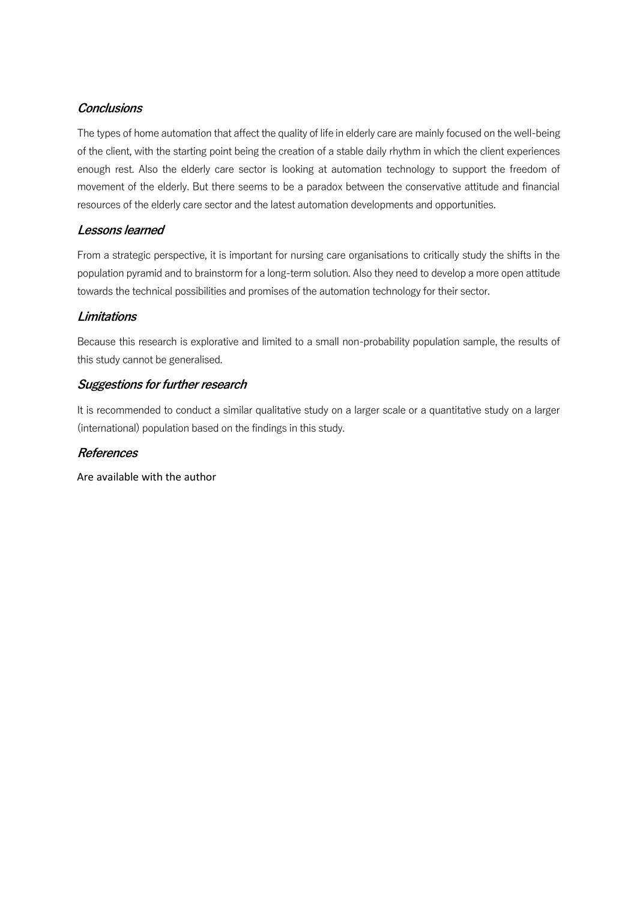### *Conclusions*

The types of home automation that affect the quality of life in elderly care are mainly focused on the well-being of the client, with the starting point being the creation of a stable daily rhythm in which the client experiences enough rest. Also the elderly care sector is looking at automation technology to support the freedom of movement of the elderly. But there seems to be a paradox between the conservative attitude and financial resources of the elderly care sector and the latest automation developments and opportunities.

### *Lessons learned*

From a strategic perspective, it is important for nursing care organisations to critically study the shifts in the population pyramid and to brainstorm for a long-term solution. Also they need to develop a more open attitude towards the technical possibilities and promises of the automation technology for their sector.

### *Limitations*

Because this research is explorative and limited to a small non-probability population sample, the results of this study cannot be generalised.

### *Suggestions for further research*

It is recommended to conduct a similar qualitative study on a larger scale or a quantitative study on a larger (international) population based on the findings in this study.

### *References*

Are available with the author